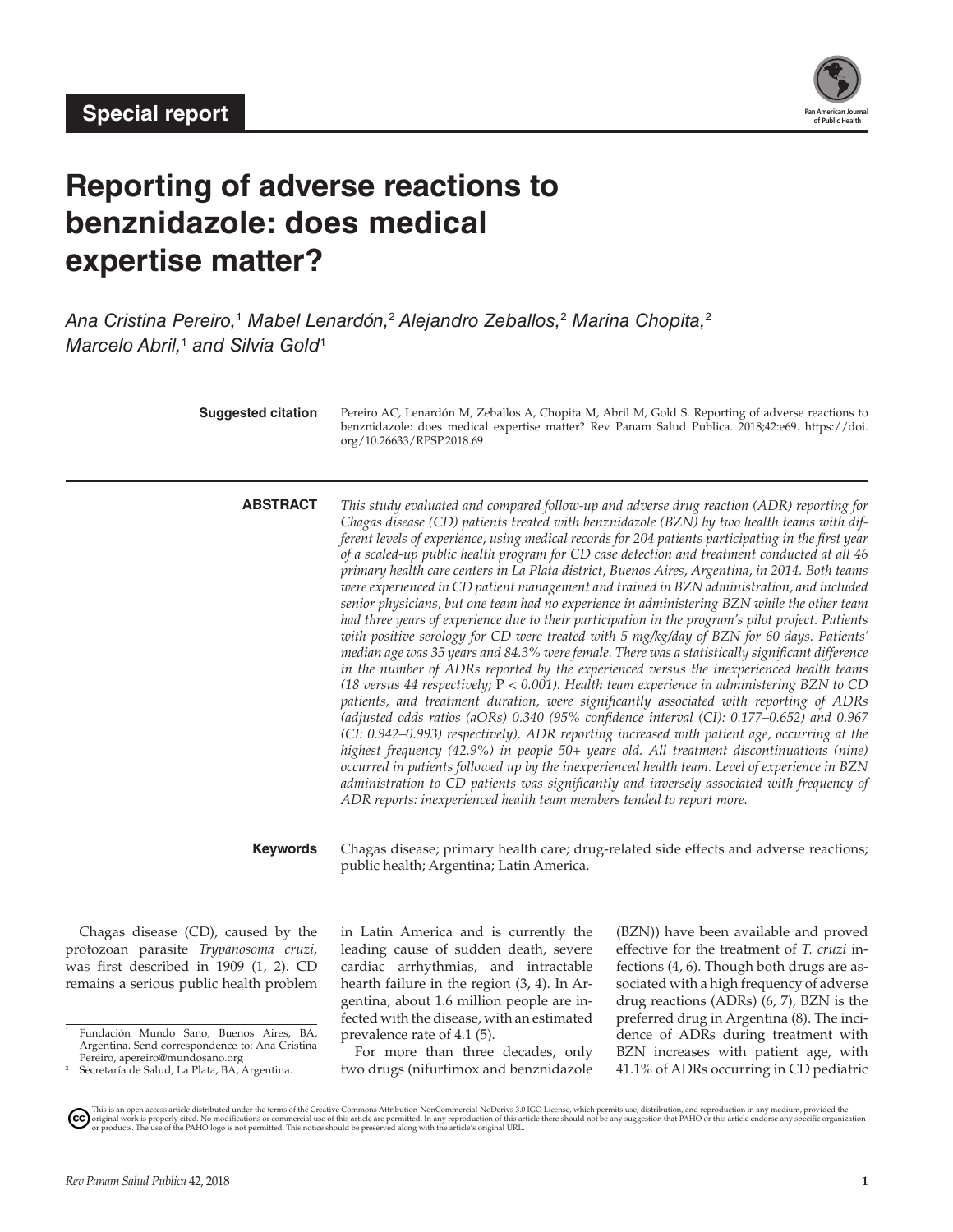Special report

# Reporting of adverse reactions to benznidazole: does medical expertise matter?

*Ana Cristina Pereiro,*[1] *Mabel Lenardón,*[2] *Alejandro Zeballos,*[2] *Marina Chopita,*[2] *Marcelo Abril,*[1] *and Silvia Gold*[1]

**Suggested citation** Pereiro AC, Lenardón M, Zeballos A, Chopita M, Abril M, Gold S. Reporting of adverse reactions to benznidazole: does medical expertise matter? Rev Panam Salud Publica. 2018;42:e69. https://doi.org/10.26633/RPSP.2018.69

**ABSTRACT** *This study evaluated and compared follow-up and adverse drug reaction (ADR) reporting for Chagas disease (CD) patients treated with benznidazole (BZN) by two health teams with different levels of experience, using medical records for 204 patients participating in the first year of a scaled-up public health program for CD case detection and treatment conducted at all 46 primary health care centers in La Plata district, Buenos Aires, Argentina, in 2014. Both teams were experienced in CD patient management and trained in BZN administration, and included senior physicians, but one team had no experience in administering BZN while the other team had three years of experience due to their participation in the program's pilot project. Patients with positive serology for CD were treated with 5 mg/kg/day of BZN for 60 days. Patients' median age was 35 years and 84.3% were female. There was a statistically significant difference in the number of ADRs reported by the experienced versus the inexperienced health teams (18 versus 44 respectively;* $P < 0.001$*). Health team experience in administering BZN to CD patients, and treatment duration, were significantly associated with reporting of ADRs (adjusted odds ratios (aORs) 0.340 (95% confidence interval (CI): 0.177–0.652) and 0.967 (CI: 0.942–0.993) respectively). ADR reporting increased with patient age, occurring at the highest frequency (42.9%) in people 50+ years old. All treatment discontinuations (nine) occurred in patients followed up by the inexperienced health team. Level of experience in BZN administration to CD patients was significantly and inversely associated with frequency of ADR reports: inexperienced health team members tended to report more.*

**Keywords** Chagas disease; primary health care; drug-related side effects and adverse reactions; public health; Argentina; Latin America.

Chagas disease (CD), caused by the protozoan parasite *Trypanosoma cruzi*, was first described in 1909 (1, 2). CD remains a serious public health problem in Latin America and is currently the leading cause of sudden death, severe cardiac arrhythmias, and intractable hearth failure in the region (3, 4). In Argentina, about 1.6 million people are infected with the disease, with an estimated prevalence rate of 4.1 (5).

For more than three decades, only two drugs (nifurtimox and benznidazole (BZN)) have been available and proved effective for the treatment of *T. cruzi* infections (4, 6). Though both drugs are associated with a high frequency of adverse drug reactions (ADRs) (6, 7), BZN is the preferred drug in Argentina (8). The incidence of ADRs during treatment with BZN increases with patient age, with 41.1% of ADRs occurring in CD pediatric

[1] Fundación Mundo Sano, Buenos Aires, BA, Argentina. Send correspondence to: Ana Cristina Pereiro, apereiro@mundosano.org

[2] Secretaría de Salud, La Plata, BA, Argentina.

This is an open access article distributed under the terms of the Creative Commons Attribution-NonCommercial-NoDerivs 3.0 IGO License, which permits use, distribution, and reproduction in any medium, provided the original work is properly cited. No modifications or commercial use of this article are permitted. In any reproduction of this article there should not be any suggestion that PAHO or this article endorse any specific organization or products. The use of the PAHO logo is not permitted. This notice should be preserved along with the article's original URL.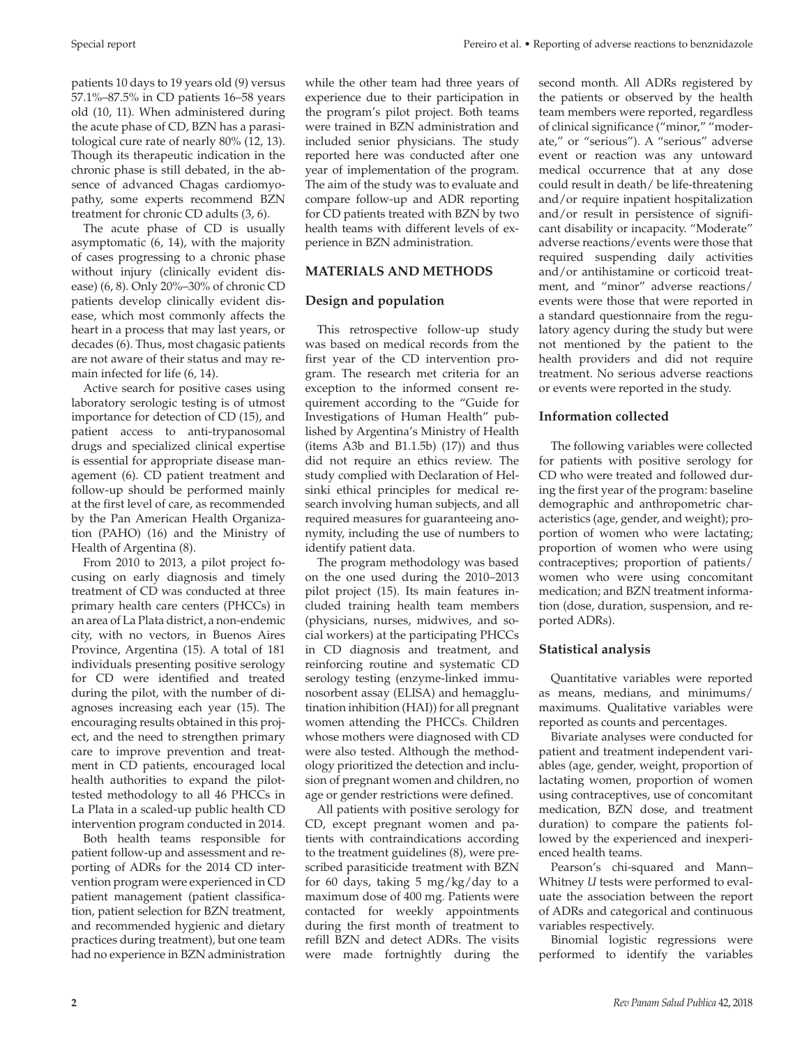patients 10 days to 19 years old (9) versus 57.1%–87.5% in CD patients 16–58 years old (10, 11). When administered during the acute phase of CD, BZN has a parasitological cure rate of nearly 80% (12, 13). Though its therapeutic indication in the chronic phase is still debated, in the absence of advanced Chagas cardiomyopathy, some experts recommend BZN treatment for chronic CD adults (3, 6).

The acute phase of CD is usually asymptomatic (6, 14), with the majority of cases progressing to a chronic phase without injury (clinically evident disease) (6, 8). Only 20%–30% of chronic CD patients develop clinically evident disease, which most commonly affects the heart in a process that may last years, or decades (6). Thus, most chagasic patients are not aware of their status and may remain infected for life (6, 14).

Active search for positive cases using laboratory serologic testing is of utmost importance for detection of CD (15), and patient access to anti-trypanosomal drugs and specialized clinical expertise is essential for appropriate disease management (6). CD patient treatment and follow-up should be performed mainly at the first level of care, as recommended by the Pan American Health Organization (PAHO) (16) and the Ministry of Health of Argentina (8).

From 2010 to 2013, a pilot project focusing on early diagnosis and timely treatment of CD was conducted at three primary health care centers (PHCCs) in an area of La Plata district, a non-endemic city, with no vectors, in Buenos Aires Province, Argentina (15). A total of 181 individuals presenting positive serology for CD were identified and treated during the pilot, with the number of diagnoses increasing each year (15). The encouraging results obtained in this project, and the need to strengthen primary care to improve prevention and treatment in CD patients, encouraged local health authorities to expand the pilot-tested methodology to all 46 PHCCs in La Plata in a scaled-up public health CD intervention program conducted in 2014.

Both health teams responsible for patient follow-up and assessment and reporting of ADRs for the 2014 CD intervention program were experienced in CD patient management (patient classification, patient selection for BZN treatment, and recommended hygienic and dietary practices during treatment), but one team had no experience in BZN administration while the other team had three years of experience due to their participation in the program's pilot project. Both teams were trained in BZN administration and included senior physicians. The study reported here was conducted after one year of implementation of the program. The aim of the study was to evaluate and compare follow-up and ADR reporting for CD patients treated with BZN by two health teams with different levels of experience in BZN administration.

## MATERIALS AND METHODS

### Design and population

This retrospective follow-up study was based on medical records from the first year of the CD intervention program. The research met criteria for an exception to the informed consent requirement according to the "Guide for Investigations of Human Health" published by Argentina's Ministry of Health (items A3b and B1.1.5b) (17)) and thus did not require an ethics review. The study complied with Declaration of Helsinki ethical principles for medical research involving human subjects, and all required measures for guaranteeing anonymity, including the use of numbers to identify patient data.

The program methodology was based on the one used during the 2010–2013 pilot project (15). Its main features included training health team members (physicians, nurses, midwives, and social workers) at the participating PHCCs in CD diagnosis and treatment, and reinforcing routine and systematic CD serology testing (enzyme-linked immunosorbent assay (ELISA) and hemagglutination inhibition (HAI)) for all pregnant women attending the PHCCs. Children whose mothers were diagnosed with CD were also tested. Although the methodology prioritized the detection and inclusion of pregnant women and children, no age or gender restrictions were defined.

All patients with positive serology for CD, except pregnant women and patients with contraindications according to the treatment guidelines (8), were prescribed parasiticide treatment with BZN for 60 days, taking 5 mg/kg/day to a maximum dose of 400 mg. Patients were contacted for weekly appointments during the first month of treatment to refill BZN and detect ADRs. The visits were made fortnightly during the second month. All ADRs registered by the patients or observed by the health team members were reported, regardless of clinical significance ("minor," "moderate," or "serious"). A "serious" adverse event or reaction was any untoward medical occurrence that at any dose could result in death/ be life-threatening and/or require inpatient hospitalization and/or result in persistence of significant disability or incapacity. "Moderate" adverse reactions/events were those that required suspending daily activities and/or antihistamine or corticoid treatment, and "minor" adverse reactions/ events were those that were reported in a standard questionnaire from the regulatory agency during the study but were not mentioned by the patient to the health providers and did not require treatment. No serious adverse reactions or events were reported in the study.

### Information collected

The following variables were collected for patients with positive serology for CD who were treated and followed during the first year of the program: baseline demographic and anthropometric characteristics (age, gender, and weight); proportion of women who were lactating; proportion of women who were using contraceptives; proportion of patients/ women who were using concomitant medication; and BZN treatment information (dose, duration, suspension, and reported ADRs).

### Statistical analysis

Quantitative variables were reported as means, medians, and minimums/ maximums. Qualitative variables were reported as counts and percentages.

Bivariate analyses were conducted for patient and treatment independent variables (age, gender, weight, proportion of lactating women, proportion of women using contraceptives, use of concomitant medication, BZN dose, and treatment duration) to compare the patients followed by the experienced and inexperienced health teams.

Pearson's chi-squared and Mann–Whitney *U* tests were performed to evaluate the association between the report of ADRs and categorical and continuous variables respectively.

Binomial logistic regressions were performed to identify the variables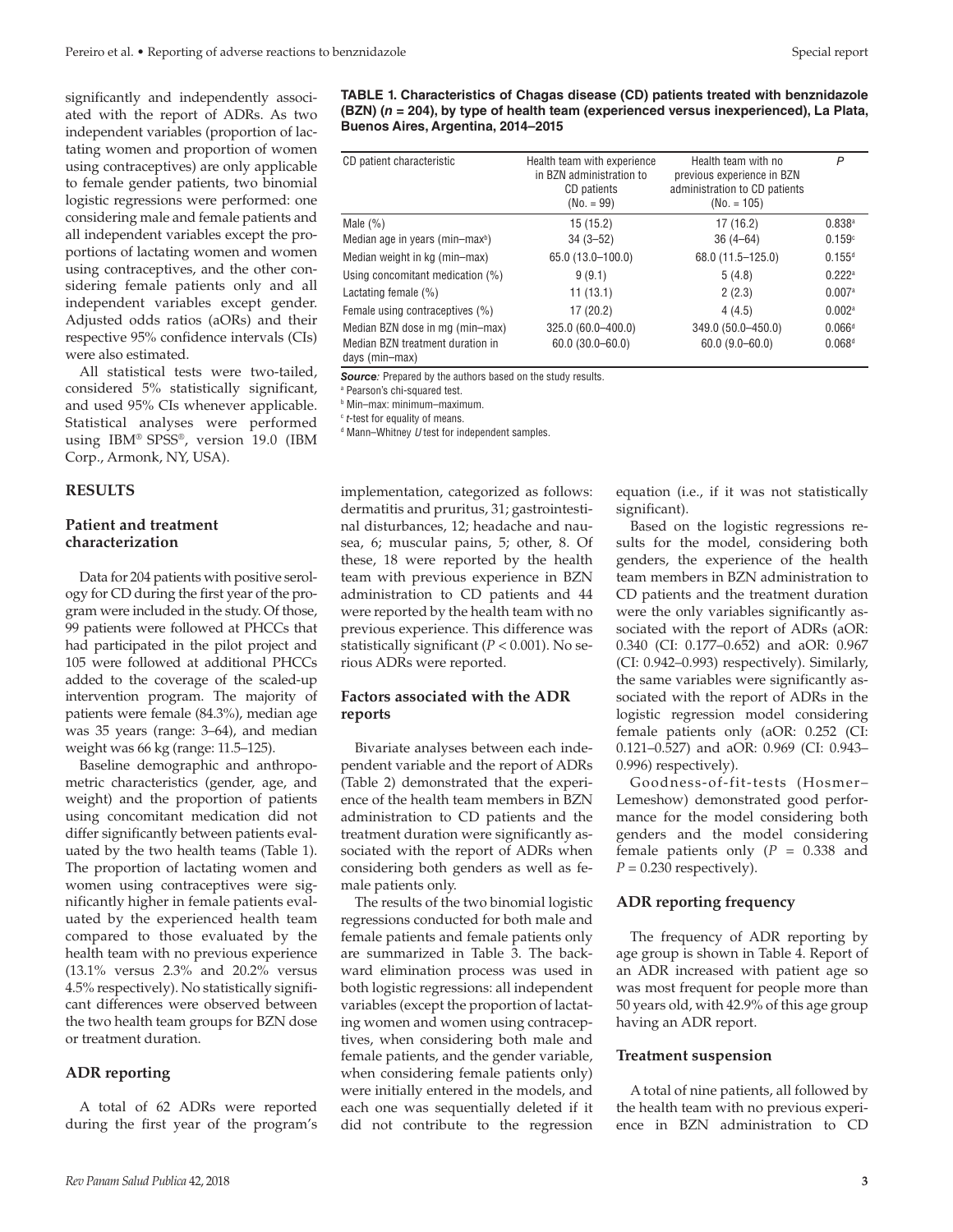significantly and independently associated with the report of ADRs. As two independent variables (proportion of lactating women and proportion of women using contraceptives) are only applicable to female gender patients, two binomial logistic regressions were performed: one considering male and female patients and all independent variables except the proportions of lactating women and women using contraceptives, and the other considering female patients only and all independent variables except gender. Adjusted odds ratios (aORs) and their respective 95% confidence intervals (CIs) were also estimated.

All statistical tests were two-tailed, considered 5% statistically significant, and used 95% CIs whenever applicable. Statistical analyses were performed using IBM® SPSS®, version 19.0 (IBM Corp., Armonk, NY, USA).

**TABLE 1. Characteristics of Chagas disease (CD) patients treated with benznidazole (BZN) (*n* = 204), by type of health team (experienced versus inexperienced), La Plata, Buenos Aires, Argentina, 2014–2015**

| CD patient characteristic | Health team with experience in BZN administration to CD patients (No. = 99) | Health team with no previous experience in BZN administration to CD patients (No. = 105) | *P* |
|---|---|---|---|
| Male (%) | 15 (15.2) | 17 (16.2) | 0.838[a] |
| Median age in years (min–max[b]) | 34 (3–52) | 36 (4–64) | 0.159[c] |
| Median weight in kg (min–max) | 65.0 (13.0–100.0) | 68.0 (11.5–125.0) | 0.155[d] |
| Using concomitant medication (%) | 9 (9.1) | 5 (4.8) | 0.222[a] |
| Lactating female (%) | 11 (13.1) | 2 (2.3) | 0.007[a] |
| Female using contraceptives (%) | 17 (20.2) | 4 (4.5) | 0.002[a] |
| Median BZN dose in mg (min–max) | 325.0 (60.0–400.0) | 349.0 (50.0–450.0) | 0.066[d] |
| Median BZN treatment duration in days (min–max) | 60.0 (30.0–60.0) | 60.0 (9.0–60.0) | 0.068[d] |

***Source:*** Prepared by the authors based on the study results.
[a] Pearson's chi-squared test.
[b] Min–max: minimum–maximum.
[c] *t*-test for equality of means.
[d] Mann–Whitney *U* test for independent samples.

## RESULTS

### Patient and treatment characterization

Data for 204 patients with positive serology for CD during the first year of the program were included in the study. Of those, 99 patients were followed at PHCCs that had participated in the pilot project and 105 were followed at additional PHCCs added to the coverage of the scaled-up intervention program. The majority of patients were female (84.3%), median age was 35 years (range: 3–64), and median weight was 66 kg (range: 11.5–125).

Baseline demographic and anthropometric characteristics (gender, age, and weight) and the proportion of patients using concomitant medication did not differ significantly between patients evaluated by the two health teams (Table 1). The proportion of lactating women and women using contraceptives were significantly higher in female patients evaluated by the experienced health team compared to those evaluated by the health team with no previous experience (13.1% versus 2.3% and 20.2% versus 4.5% respectively). No statistically significant differences were observed between the two health team groups for BZN dose or treatment duration.

### ADR reporting

A total of 62 ADRs were reported during the first year of the program's implementation, categorized as follows: dermatitis and pruritus, 31; gastrointestinal disturbances, 12; headache and nausea, 6; muscular pains, 5; other, 8. Of these, 18 were reported by the health team with previous experience in BZN administration to CD patients and 44 were reported by the health team with no previous experience. This difference was statistically significant ($P < 0.001$). No serious ADRs were reported.

### Factors associated with the ADR reports

Bivariate analyses between each independent variable and the report of ADRs (Table 2) demonstrated that the experience of the health team members in BZN administration to CD patients and the treatment duration were significantly associated with the report of ADRs when considering both genders as well as female patients only.

The results of the two binomial logistic regressions conducted for both male and female patients and female patients only are summarized in Table 3. The backward elimination process was used in both logistic regressions: all independent variables (except the proportion of lactating women and women using contraceptives, when considering both male and female patients, and the gender variable, when considering female patients only) were initially entered in the models, and each one was sequentially deleted if it did not contribute to the regression equation (i.e., if it was not statistically significant).

Based on the logistic regressions results for the model, considering both genders, the experience of the health team members in BZN administration to CD patients and the treatment duration were the only variables significantly associated with the report of ADRs (aOR: 0.340 (CI: 0.177–0.652) and aOR: 0.967 (CI: 0.942–0.993) respectively). Similarly, the same variables were significantly associated with the report of ADRs in the logistic regression model considering female patients only (aOR: 0.252 (CI: 0.121–0.527) and aOR: 0.969 (CI: 0.943–0.996) respectively).

Goodness-of-fit-tests (Hosmer–Lemeshow) demonstrated good performance for the model considering both genders and the model considering female patients only ($P = 0.338$ and $P = 0.230$ respectively).

### ADR reporting frequency

The frequency of ADR reporting by age group is shown in Table 4. Report of an ADR increased with patient age so was most frequent for people more than 50 years old, with 42.9% of this age group having an ADR report.

### Treatment suspension

A total of nine patients, all followed by the health team with no previous experience in BZN administration to CD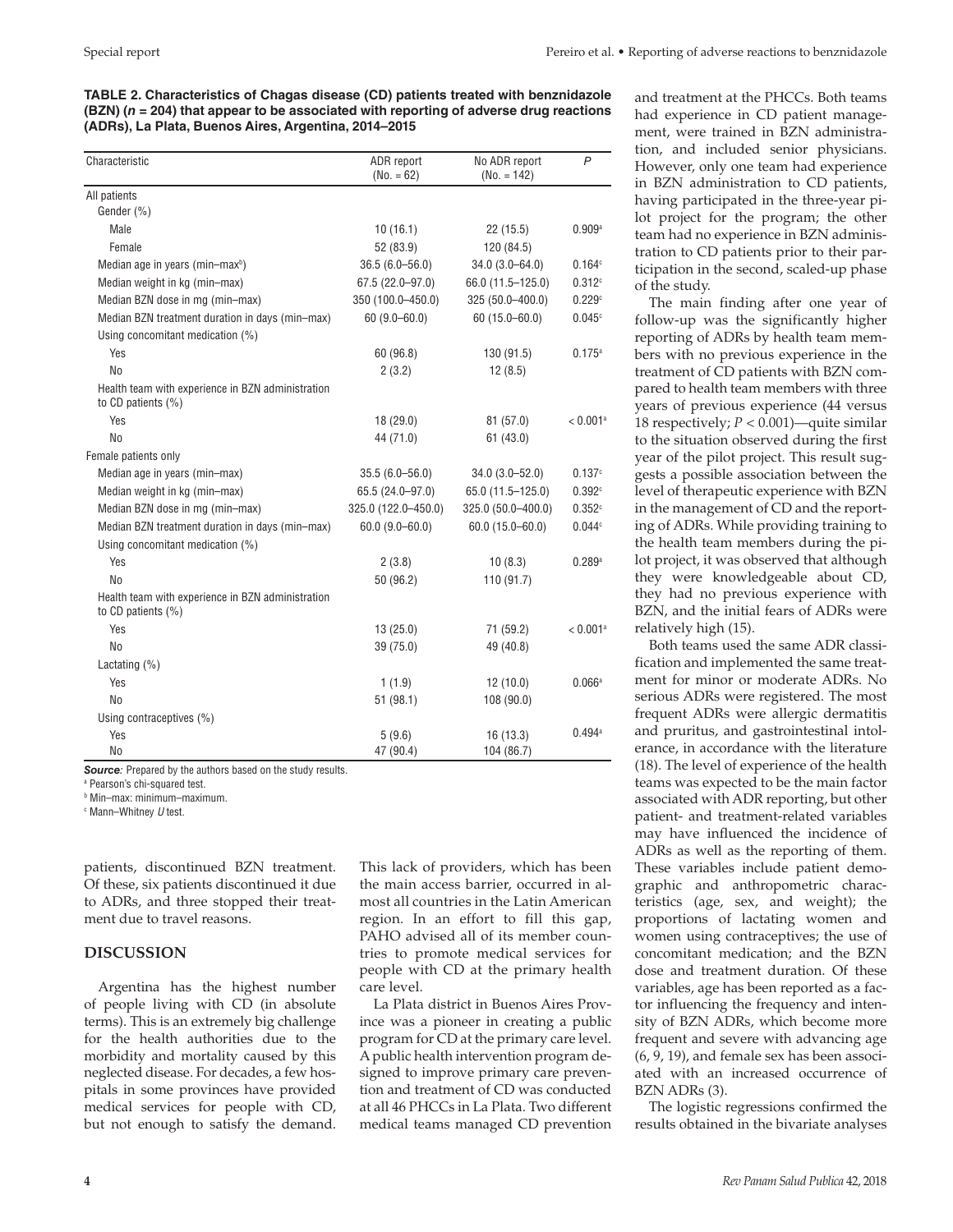**TABLE 2. Characteristics of Chagas disease (CD) patients treated with benznidazole (BZN) ($n$ = 204) that appear to be associated with reporting of adverse drug reactions (ADRs), La Plata, Buenos Aires, Argentina, 2014–2015**

| Characteristic | ADR report (No. = 62) | No ADR report (No. = 142) | *P* |
|---|---|---|---|
| All patients | | | |
| Gender (%) | | | |
| Male | 10 (16.1) | 22 (15.5) | 0.909[a] |
| Female | 52 (83.9) | 120 (84.5) | |
| Median age in years (min–max[b]) | 36.5 (6.0–56.0) | 34.0 (3.0–64.0) | 0.164[c] |
| Median weight in kg (min–max) | 67.5 (22.0–97.0) | 66.0 (11.5–125.0) | 0.312[c] |
| Median BZN dose in mg (min–max) | 350 (100.0–450.0) | 325 (50.0–400.0) | 0.229[c] |
| Median BZN treatment duration in days (min–max) | 60 (9.0–60.0) | 60 (15.0–60.0) | 0.045[c] |
| Using concomitant medication (%) | | | |
| Yes | 60 (96.8) | 130 (91.5) | 0.175[a] |
| No | 2 (3.2) | 12 (8.5) | |
| Health team with experience in BZN administration to CD patients (%) | | | |
| Yes | 18 (29.0) | 81 (57.0) | < 0.001[a] |
| No | 44 (71.0) | 61 (43.0) | |
| Female patients only | | | |
| Median age in years (min–max) | 35.5 (6.0–56.0) | 34.0 (3.0–52.0) | 0.137[c] |
| Median weight in kg (min–max) | 65.5 (24.0–97.0) | 65.0 (11.5–125.0) | 0.392[c] |
| Median BZN dose in mg (min–max) | 325.0 (122.0–450.0) | 325.0 (50.0–400.0) | 0.352[c] |
| Median BZN treatment duration in days (min–max) | 60.0 (9.0–60.0) | 60.0 (15.0–60.0) | 0.044[c] |
| Using concomitant medication (%) | | | |
| Yes | 2 (3.8) | 10 (8.3) | 0.289[a] |
| No | 50 (96.2) | 110 (91.7) | |
| Health team with experience in BZN administration to CD patients (%) | | | |
| Yes | 13 (25.0) | 71 (59.2) | < 0.001[a] |
| No | 39 (75.0) | 49 (40.8) | |
| Lactating (%) | | | |
| Yes | 1 (1.9) | 12 (10.0) | 0.066[a] |
| No | 51 (98.1) | 108 (90.0) | |
| Using contraceptives (%) | | | |
| Yes | 5 (9.6) | 16 (13.3) | 0.494[a] |
| No | 47 (90.4) | 104 (86.7) | |

***Source:*** Prepared by the authors based on the study results.

[a] Pearson's chi-squared test.

[b] Min–max: minimum–maximum.

[c] Mann–Whitney *U* test.

patients, discontinued BZN treatment. Of these, six patients discontinued it due to ADRs, and three stopped their treatment due to travel reasons.

## DISCUSSION

Argentina has the highest number of people living with CD (in absolute terms). This is an extremely big challenge for the health authorities due to the morbidity and mortality caused by this neglected disease. For decades, a few hospitals in some provinces have provided medical services for people with CD, but not enough to satisfy the demand. This lack of providers, which has been the main access barrier, occurred in almost all countries in the Latin American region. In an effort to fill this gap, PAHO advised all of its member countries to promote medical services for people with CD at the primary health care level.

La Plata district in Buenos Aires Province was a pioneer in creating a public program for CD at the primary care level. A public health intervention program designed to improve primary care prevention and treatment of CD was conducted at all 46 PHCCs in La Plata. Two different medical teams managed CD prevention and treatment at the PHCCs. Both teams had experience in CD patient management, were trained in BZN administration, and included senior physicians. However, only one team had experience in BZN administration to CD patients, having participated in the three-year pilot project for the program; the other team had no experience in BZN administration to CD patients prior to their participation in the second, scaled-up phase of the study.

The main finding after one year of follow-up was the significantly higher reporting of ADRs by health team members with no previous experience in the treatment of CD patients with BZN compared to health team members with three years of previous experience (44 versus 18 respectively; $P < 0.001$)—quite similar to the situation observed during the first year of the pilot project. This result suggests a possible association between the level of therapeutic experience with BZN in the management of CD and the reporting of ADRs. While providing training to the health team members during the pilot project, it was observed that although they were knowledgeable about CD, they had no previous experience with BZN, and the initial fears of ADRs were relatively high (15).

Both teams used the same ADR classification and implemented the same treatment for minor or moderate ADRs. No serious ADRs were registered. The most frequent ADRs were allergic dermatitis and pruritus, and gastrointestinal intolerance, in accordance with the literature (18). The level of experience of the health teams was expected to be the main factor associated with ADR reporting, but other patient- and treatment-related variables may have influenced the incidence of ADRs as well as the reporting of them. These variables include patient demographic and anthropometric characteristics (age, sex, and weight); the proportions of lactating women and women using contraceptives; the use of concomitant medication; and the BZN dose and treatment duration. Of these variables, age has been reported as a factor influencing the frequency and intensity of BZN ADRs, which become more frequent and severe with advancing age (6, 9, 19), and female sex has been associated with an increased occurrence of BZN ADRs (3).

The logistic regressions confirmed the results obtained in the bivariate analyses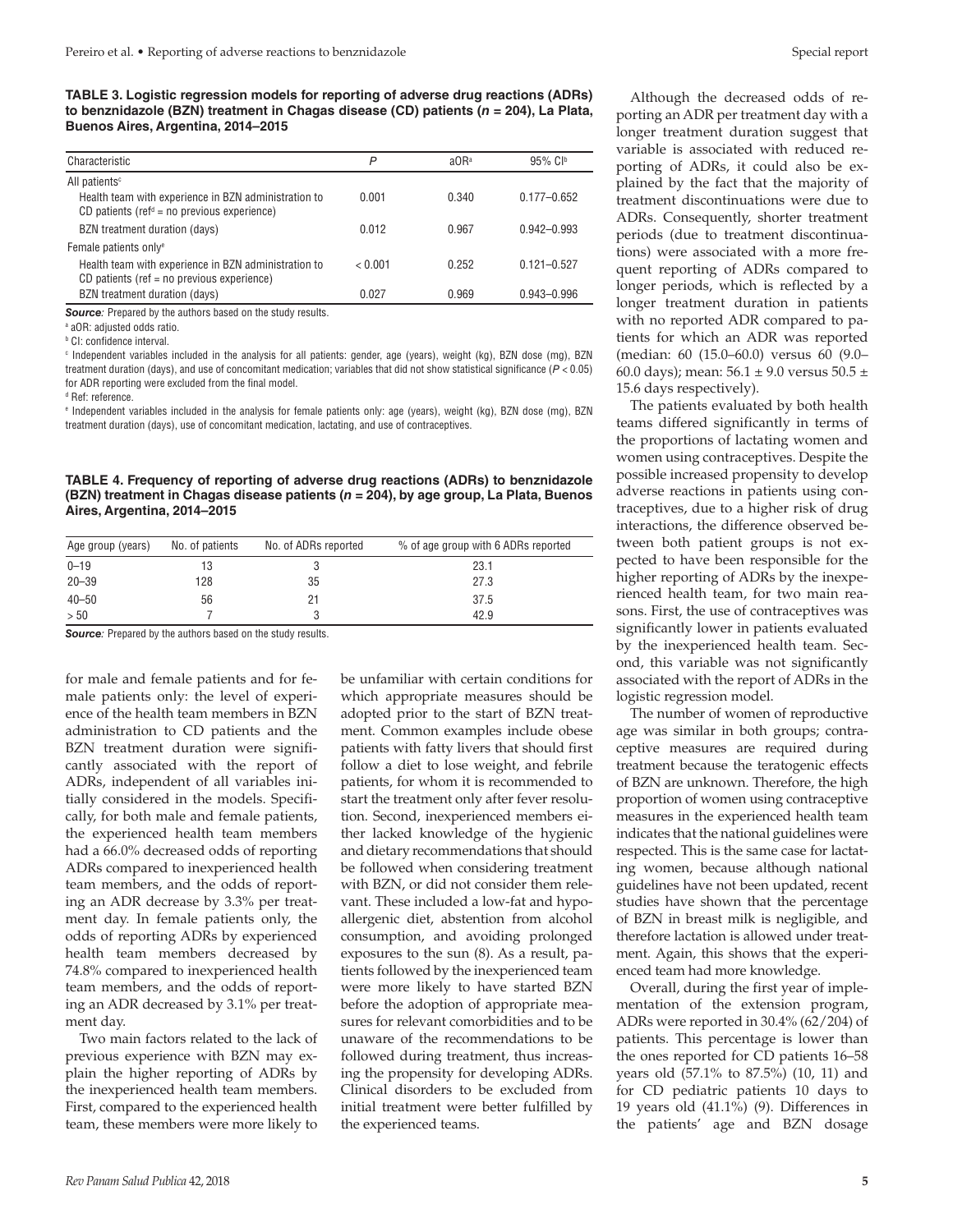**TABLE 3. Logistic regression models for reporting of adverse drug reactions (ADRs) to benznidazole (BZN) treatment in Chagas disease (CD) patients ($n$ = 204), La Plata, Buenos Aires, Argentina, 2014–2015**

| Characteristic | $P$ | aOR[a] | 95% CI[b] |
|---|---|---|---|
| All patients[c] | | | |
| Health team with experience in BZN administration to CD patients (ref[d] = no previous experience) | 0.001 | 0.340 | 0.177–0.652 |
| BZN treatment duration (days) | 0.012 | 0.967 | 0.942–0.993 |
| Female patients only[e] | | | |
| Health team with experience in BZN administration to CD patients (ref = no previous experience) | < 0.001 | 0.252 | 0.121–0.527 |
| BZN treatment duration (days) | 0.027 | 0.969 | 0.943–0.996 |

***Source:*** Prepared by the authors based on the study results.

[a] aOR: adjusted odds ratio.

[b] CI: confidence interval.

[c] Independent variables included in the analysis for all patients: gender, age (years), weight (kg), BZN dose (mg), BZN treatment duration (days), and use of concomitant medication; variables that did not show statistical significance ($P < 0.05$) for ADR reporting were excluded from the final model.

[d] Ref: reference.

[e] Independent variables included in the analysis for female patients only: age (years), weight (kg), BZN dose (mg), BZN treatment duration (days), use of concomitant medication, lactating, and use of contraceptives.

**TABLE 4. Frequency of reporting of adverse drug reactions (ADRs) to benznidazole (BZN) treatment in Chagas disease patients ($n$ = 204), by age group, La Plata, Buenos Aires, Argentina, 2014–2015**

| Age group (years) | No. of patients | No. of ADRs reported | % of age group with 6 ADRs reported |
|---|---|---|---|
| 0–19 | 13 | 3 | 23.1 |
| 20–39 | 128 | 35 | 27.3 |
| 40–50 | 56 | 21 | 37.5 |
| > 50 | 7 | 3 | 42.9 |

***Source:*** Prepared by the authors based on the study results.

for male and female patients and for female patients only: the level of experience of the health team members in BZN administration to CD patients and the BZN treatment duration were significantly associated with the report of ADRs, independent of all variables initially considered in the models. Specifically, for both male and female patients, the experienced health team members had a 66.0% decreased odds of reporting ADRs compared to inexperienced health team members, and the odds of reporting an ADR decrease by 3.3% per treatment day. In female patients only, the odds of reporting ADRs by experienced health team members decreased by 74.8% compared to inexperienced health team members, and the odds of reporting an ADR decreased by 3.1% per treatment day.

Two main factors related to the lack of previous experience with BZN may explain the higher reporting of ADRs by the inexperienced health team members. First, compared to the experienced health team, these members were more likely to be unfamiliar with certain conditions for which appropriate measures should be adopted prior to the start of BZN treatment. Common examples include obese patients with fatty livers that should first follow a diet to lose weight, and febrile patients, for whom it is recommended to start the treatment only after fever resolution. Second, inexperienced members either lacked knowledge of the hygienic and dietary recommendations that should be followed when considering treatment with BZN, or did not consider them relevant. These included a low-fat and hypoallergenic diet, abstention from alcohol consumption, and avoiding prolonged exposures to the sun (8). As a result, patients followed by the inexperienced team were more likely to have started BZN before the adoption of appropriate measures for relevant comorbidities and to be unaware of the recommendations to be followed during treatment, thus increasing the propensity for developing ADRs. Clinical disorders to be excluded from initial treatment were better fulfilled by the experienced teams.

Although the decreased odds of reporting an ADR per treatment day with a longer treatment duration suggest that variable is associated with reduced reporting of ADRs, it could also be explained by the fact that the majority of treatment discontinuations were due to ADRs. Consequently, shorter treatment periods (due to treatment discontinuations) were associated with a more frequent reporting of ADRs compared to longer periods, which is reflected by a longer treatment duration in patients with no reported ADR compared to patients for which an ADR was reported (median: 60 (15.0–60.0) versus 60 (9.0–60.0 days); mean: 56.1 ± 9.0 versus 50.5 ± 15.6 days respectively).

The patients evaluated by both health teams differed significantly in terms of the proportions of lactating women and women using contraceptives. Despite the possible increased propensity to develop adverse reactions in patients using contraceptives, due to a higher risk of drug interactions, the difference observed between both patient groups is not expected to have been responsible for the higher reporting of ADRs by the inexperienced health team, for two main reasons. First, the use of contraceptives was significantly lower in patients evaluated by the inexperienced health team. Second, this variable was not significantly associated with the report of ADRs in the logistic regression model.

The number of women of reproductive age was similar in both groups; contraceptive measures are required during treatment because the teratogenic effects of BZN are unknown. Therefore, the high proportion of women using contraceptive measures in the experienced health team indicates that the national guidelines were respected. This is the same case for lactating women, because although national guidelines have not been updated, recent studies have shown that the percentage of BZN in breast milk is negligible, and therefore lactation is allowed under treatment. Again, this shows that the experienced team had more knowledge.

Overall, during the first year of implementation of the extension program, ADRs were reported in 30.4% (62/204) of patients. This percentage is lower than the ones reported for CD patients 16–58 years old (57.1% to 87.5%) (10, 11) and for CD pediatric patients 10 days to 19 years old (41.1%) (9). Differences in the patients' age and BZN dosage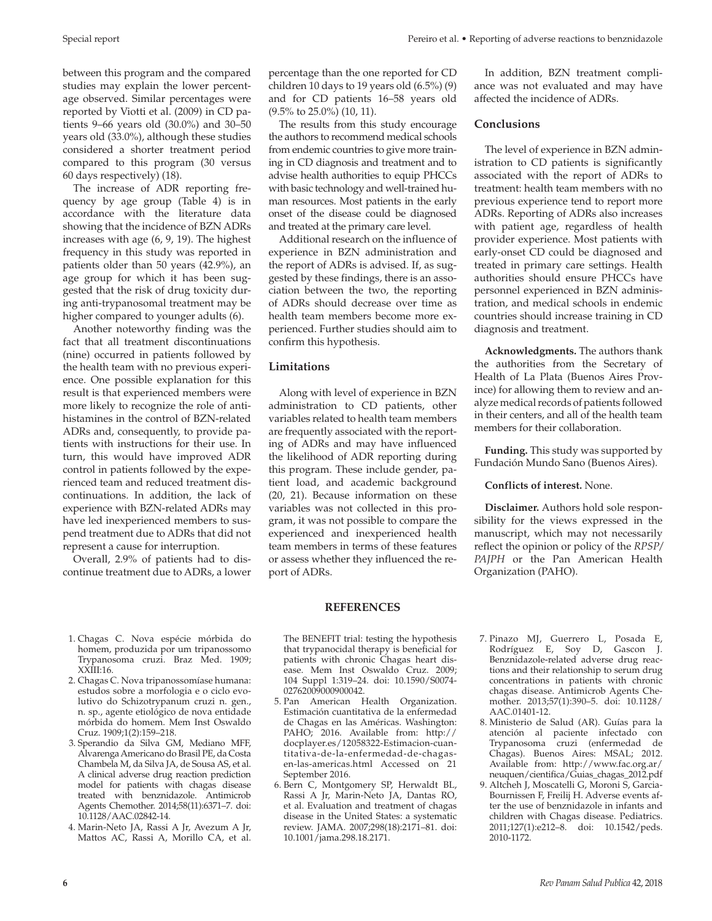between this program and the compared studies may explain the lower percentage observed. Similar percentages were reported by Viotti et al. (2009) in CD patients 9–66 years old (30.0%) and 30–50 years old (33.0%), although these studies considered a shorter treatment period compared to this program (30 versus 60 days respectively) (18).

The increase of ADR reporting frequency by age group (Table 4) is in accordance with the literature data showing that the incidence of BZN ADRs increases with age (6, 9, 19). The highest frequency in this study was reported in patients older than 50 years (42.9%), an age group for which it has been suggested that the risk of drug toxicity during anti-trypanosomal treatment may be higher compared to younger adults (6).

Another noteworthy finding was the fact that all treatment discontinuations (nine) occurred in patients followed by the health team with no previous experience. One possible explanation for this result is that experienced members were more likely to recognize the role of antihistamines in the control of BZN-related ADRs and, consequently, to provide patients with instructions for their use. In turn, this would have improved ADR control in patients followed by the experienced team and reduced treatment discontinuations. In addition, the lack of experience with BZN-related ADRs may have led inexperienced members to suspend treatment due to ADRs that did not represent a cause for interruption.

Overall, 2.9% of patients had to discontinue treatment due to ADRs, a lower percentage than the one reported for CD children 10 days to 19 years old (6.5%) (9) and for CD patients 16–58 years old (9.5% to 25.0%) (10, 11).

The results from this study encourage the authors to recommend medical schools from endemic countries to give more training in CD diagnosis and treatment and to advise health authorities to equip PHCCs with basic technology and well-trained human resources. Most patients in the early onset of the disease could be diagnosed and treated at the primary care level.

Additional research on the influence of experience in BZN administration and the report of ADRs is advised. If, as suggested by these findings, there is an association between the two, the reporting of ADRs should decrease over time as health team members become more experienced. Further studies should aim to confirm this hypothesis.

## Limitations

Along with level of experience in BZN administration to CD patients, other variables related to health team members are frequently associated with the reporting of ADRs and may have influenced the likelihood of ADR reporting during this program. These include gender, patient load, and academic background (20, 21). Because information on these variables was not collected in this program, it was not possible to compare the experienced and inexperienced health team members in terms of these features or assess whether they influenced the report of ADRs.

In addition, BZN treatment compliance was not evaluated and may have affected the incidence of ADRs.

## Conclusions

The level of experience in BZN administration to CD patients is significantly associated with the report of ADRs to treatment: health team members with no previous experience tend to report more ADRs. Reporting of ADRs also increases with patient age, regardless of health provider experience. Most patients with early-onset CD could be diagnosed and treated in primary care settings. Health authorities should ensure PHCCs have personnel experienced in BZN administration, and medical schools in endemic countries should increase training in CD diagnosis and treatment.

**Acknowledgments.** The authors thank the authorities from the Secretary of Health of La Plata (Buenos Aires Province) for allowing them to review and analyze medical records of patients followed in their centers, and all of the health team members for their collaboration.

**Funding.** This study was supported by Fundación Mundo Sano (Buenos Aires).

**Conflicts of interest.** None.

**Disclaimer.** Authors hold sole responsibility for the views expressed in the manuscript, which may not necessarily reflect the opinion or policy of the *RPSP/PAJPH* or the Pan American Health Organization (PAHO).

## REFERENCES

1. Chagas C. Nova espécie mórbida do homem, produzida por um tripanossomo Trypanosoma cruzi. Braz Med. 1909; XXIII:16.
2. Chagas C. Nova tripanossomíase humana: estudos sobre a morfologia e o ciclo evolutivo do Schizotrypanum cruzi n. gen., n. sp., agente etiológico de nova entidade mórbida do homem. Mem Inst Oswaldo Cruz. 1909;1(2):159–218.
3. Sperandio da Silva GM, Mediano MFF, Alvarenga Americano do Brasil PE, da Costa Chambela M, da Silva JA, de Sousa AS, et al. A clinical adverse drug reaction prediction model for patients with chagas disease treated with benznidazole. Antimicrob Agents Chemother. 2014;58(11):6371–7. doi: 10.1128/AAC.02842-14.
4. Marin-Neto JA, Rassi A Jr, Avezum A Jr, Mattos AC, Rassi A, Morillo CA, et al. The BENEFIT trial: testing the hypothesis that trypanocidal therapy is beneficial for patients with chronic Chagas heart disease. Mem Inst Oswaldo Cruz. 2009; 104 Suppl 1:319–24. doi: 10.1590/S0074-02762009000900042.
5. Pan American Health Organization. Estimación cuantitativa de la enfermedad de Chagas en las Américas. Washington: PAHO; 2016. Available from: http://docplayer.es/12058322-Estimacion-cuantitativa-de-la-enfermedad-de-chagas-en-las-americas.html Accessed on 21 September 2016.
6. Bern C, Montgomery SP, Herwaldt BL, Rassi A Jr, Marin-Neto JA, Dantas RO, et al. Evaluation and treatment of chagas disease in the United States: a systematic review. JAMA. 2007;298(18):2171–81. doi: 10.1001/jama.298.18.2171.
7. Pinazo MJ, Guerrero L, Posada E, Rodríguez E, Soy D, Gascon J. Benznidazole-related adverse drug reactions and their relationship to serum drug concentrations in patients with chronic chagas disease. Antimicrob Agents Chemother. 2013;57(1):390–5. doi: 10.1128/AAC.01401-12.
8. Ministerio de Salud (AR). Guías para la atención al paciente infectado con Trypanosoma cruzi (enfermedad de Chagas). Buenos Aires: MSAL; 2012. Available from: http://www.fac.org.ar/neuquen/cientifica/Guias_chagas_2012.pdf
9. Altcheh J, Moscatelli G, Moroni S, Garcia-Bournissen F, Freilij H. Adverse events after the use of benznidazole in infants and children with Chagas disease. Pediatrics. 2011;127(1):e212–8. doi: 10.1542/peds.2010-1172.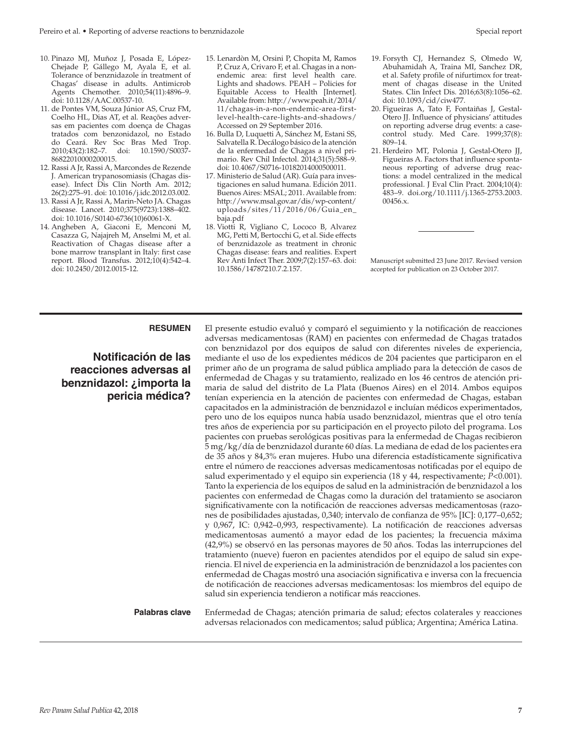10. Pinazo MJ, Muñoz J, Posada E, López-Chejade P, Gállego M, Ayala E, et al. Tolerance of benznidazole in treatment of Chagas' disease in adults. Antimicrob Agents Chemother. 2010;54(11):4896–9. doi: 10.1128/AAC.00537-10.
11. de Pontes VM, Souza Júnior AS, Cruz FM, Coelho HL, Dias AT, et al. Reações adversas em pacientes com doença de Chagas tratados com benzonidazol, no Estado do Ceará. Rev Soc Bras Med Trop. 2010;43(2):182–7. doi: 10.1590/S0037-86822010000200015.
12. Rassi A Jr, Rassi A, Marcondes de Rezende J. American trypanosomiasis (Chagas disease). Infect Dis Clin North Am. 2012; 26(2):275–91. doi: 10.1016/j.idc.2012.03.002.
13. Rassi A Jr, Rassi A, Marin-Neto JA. Chagas disease. Lancet. 2010;375(9723):1388–402. doi: 10.1016/S0140-6736(10)60061-X.
14. Angheben A, Giaconi E, Menconi M, Casazza G, Najajreh M, Anselmi M, et al. Reactivation of Chagas disease after a bone marrow transplant in Italy: first case report. Blood Transfus. 2012;10(4):542–4. doi: 10.2450/2012.0015-12.
15. Lenardòn M, Orsini P, Chopita M, Ramos P, Cruz A, Crivaro F, et al. Chagas in a non-endemic area: first level health care. Lights and shadows. PEAH – Policies for Equitable Access to Health [Internet]. Available from: http://www.peah.it/2014/11/chagas-in-a-non-endemic-area-first-level-health-care-lights-and-shadows/ Accessed on 29 September 2016.
16. Bulla D, Luquetti A, Sánchez M, Estani SS, Salvatella R. Decálogo básico de la atención de la enfermedad de Chagas a nivel primario. Rev Chil Infectol. 2014;31(5):588–9. doi: 10.4067/S0716-10182014000500011.
17. Ministerio de Salud (AR). Guía para investigaciones en salud humana. Edición 2011. Buenos Aires: MSAL; 2011. Available from: http://www.msal.gov.ar/dis/wp-content/uploads/sites/11/2016/06/Guia_en_baja.pdf
18. Viotti R, Vigliano C, Lococo B, Alvarez MG, Petti M, Bertocchi G, et al. Side effects of benznidazole as treatment in chronic Chagas disease: fears and realities. Expert Rev Anti Infect Ther. 2009;7(2):157–63. doi: 10.1586/14787210.7.2.157.
19. Forsyth CJ, Hernandez S, Olmedo W, Abuhamidah A, Traina MI, Sanchez DR, et al. Safety profile of nifurtimox for treatment of chagas disease in the United States. Clin Infect Dis. 2016;63(8):1056–62. doi: 10.1093/cid/ciw477.
20. Figueiras A, Tato F, Fontaiñas J, Gestal-Otero JJ. Influence of physicians' attitudes on reporting adverse drug events: a case-control study. Med Care. 1999;37(8): 809–14.
21. Herdeiro MT, Polonia J, Gestal-Otero JJ, Figueiras A. Factors that influence spontaneous reporting of adverse drug reactions: a model centralized in the medical professional. J Eval Clin Pract. 2004;10(4): 483–9. doi.org/10.1111/j.1365-2753.2003.00456.x.

Manuscript submitted 23 June 2017. Revised version accepted for publication on 23 October 2017.

---

**RESUMEN**

## Notificación de las reacciones adversas al benznidazol: ¿importa la pericia médica?

El presente estudio evaluó y comparó el seguimiento y la notificación de reacciones adversas medicamentosas (RAM) en pacientes con enfermedad de Chagas tratados con benznidazol por dos equipos de salud con diferentes niveles de experiencia, mediante el uso de los expedientes médicos de 204 pacientes que participaron en el primer año de un programa de salud pública ampliado para la detección de casos de enfermedad de Chagas y su tratamiento, realizado en los 46 centros de atención primaria de salud del distrito de La Plata (Buenos Aires) en el 2014. Ambos equipos tenían experiencia en la atención de pacientes con enfermedad de Chagas, estaban capacitados en la administración de benznidazol e incluían médicos experimentados, pero uno de los equipos nunca había usado benznidazol, mientras que el otro tenía tres años de experiencia por su participación en el proyecto piloto del programa. Los pacientes con pruebas serológicas positivas para la enfermedad de Chagas recibieron 5 mg/kg/día de benznidazol durante 60 días. La mediana de edad de los pacientes era de 35 años y 84,3% eran mujeres. Hubo una diferencia estadísticamente significativa entre el número de reacciones adversas medicamentosas notificadas por el equipo de salud experimentado y el equipo sin experiencia (18 y 44, respectivamente; $P<0.001$). Tanto la experiencia de los equipos de salud en la administración de benznidazol a los pacientes con enfermedad de Chagas como la duración del tratamiento se asociaron significativamente con la notificación de reacciones adversas medicamentosas (razones de posibilidades ajustadas, 0,340; intervalo de confianza de 95% [IC]: 0,177–0,652; y 0,967, IC: 0,942–0,993, respectivamente). La notificación de reacciones adversas medicamentosas aumentó a mayor edad de los pacientes; la frecuencia máxima (42,9%) se observó en las personas mayores de 50 años. Todas las interrupciones del tratamiento (nueve) fueron en pacientes atendidos por el equipo de salud sin experiencia. El nivel de experiencia en la administración de benznidazol a los pacientes con enfermedad de Chagas mostró una asociación significativa e inversa con la frecuencia de notificación de reacciones adversas medicamentosas: los miembros del equipo de salud sin experiencia tendieron a notificar más reacciones.

**Palabras clave** Enfermedad de Chagas; atención primaria de salud; efectos colaterales y reacciones adversas relacionados con medicamentos; salud pública; Argentina; América Latina.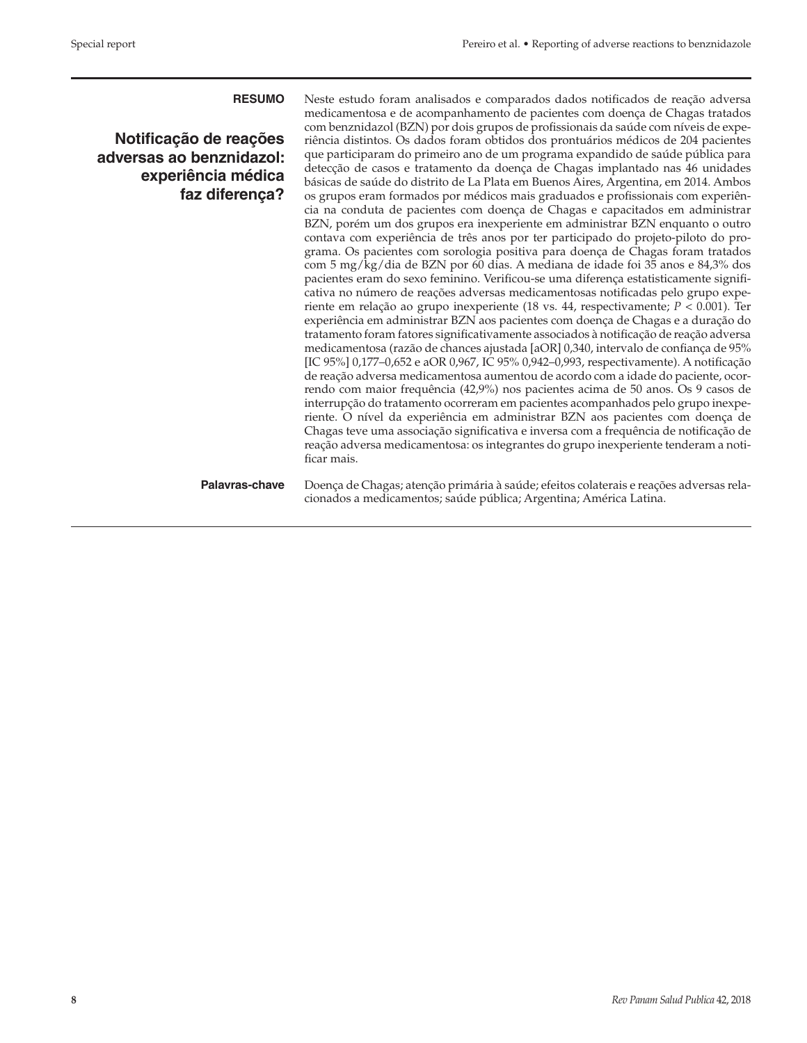**RESUMO**

## Notificação de reações adversas ao benznidazol: experiência médica faz diferença?

Neste estudo foram analisados e comparados dados notificados de reação adversa medicamentosa e de acompanhamento de pacientes com doença de Chagas tratados com benznidazol (BZN) por dois grupos de profissionais da saúde com níveis de experiência distintos. Os dados foram obtidos dos prontuários médicos de 204 pacientes que participaram do primeiro ano de um programa expandido de saúde pública para detecção de casos e tratamento da doença de Chagas implantado nas 46 unidades básicas de saúde do distrito de La Plata em Buenos Aires, Argentina, em 2014. Ambos os grupos eram formados por médicos mais graduados e profissionais com experiência na conduta de pacientes com doença de Chagas e capacitados em administrar BZN, porém um dos grupos era inexperiente em administrar BZN enquanto o outro contava com experiência de três anos por ter participado do projeto-piloto do programa. Os pacientes com sorologia positiva para doença de Chagas foram tratados com 5 mg/kg/dia de BZN por 60 dias. A mediana de idade foi 35 anos e 84,3% dos pacientes eram do sexo feminino. Verificou-se uma diferença estatisticamente significativa no número de reações adversas medicamentosas notificadas pelo grupo experiente em relação ao grupo inexperiente (18 vs. 44, respectivamente; $P < 0.001$). Ter experiência em administrar BZN aos pacientes com doença de Chagas e a duração do tratamento foram fatores significativamente associados à notificação de reação adversa medicamentosa (razão de chances ajustada [aOR] 0,340, intervalo de confiança de 95% [IC 95%] 0,177–0,652 e aOR 0,967, IC 95% 0,942–0,993, respectivamente). A notificação de reação adversa medicamentosa aumentou de acordo com a idade do paciente, ocorrendo com maior frequência (42,9%) nos pacientes acima de 50 anos. Os 9 casos de interrupção do tratamento ocorreram em pacientes acompanhados pelo grupo inexperiente. O nível da experiência em administrar BZN aos pacientes com doença de Chagas teve uma associação significativa e inversa com a frequência de notificação de reação adversa medicamentosa: os integrantes do grupo inexperiente tenderam a notificar mais.

**Palavras-chave** Doença de Chagas; atenção primária à saúde; efeitos colaterais e reações adversas relacionados a medicamentos; saúde pública; Argentina; América Latina.